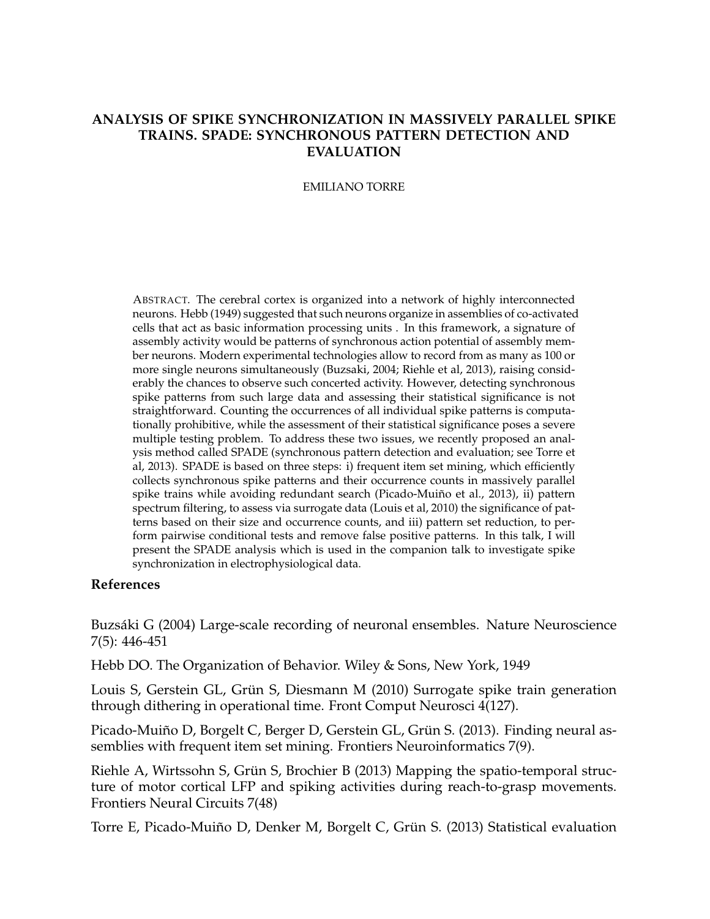# ANALYSIS OF SPIKE SYNCHRONIZATION IN MASSIVELY PARALLEL SPIKE TRAINS. SPADE: SYNCHRONOUS PATTERN DETECTION AND EVALUATION

EMILIANO TORRE

ABSTRACT. The cerebral cortex is organized into a network of highly interconnected neurons. Hebb (1949) suggested that such neurons organize in assemblies of co-activated cells that act as basic information processing units . In this framework, a signature of assembly activity would be patterns of synchronous action potential of assembly member neurons. Modern experimental technologies allow to record from as many as 100 or more single neurons simultaneously (Buzsaki, 2004; Riehle et al, 2013), raising considerably the chances to observe such concerted activity. However, detecting synchronous spike patterns from such large data and assessing their statistical significance is not straightforward. Counting the occurrences of all individual spike patterns is computationally prohibitive, while the assessment of their statistical significance poses a severe multiple testing problem. To address these two issues, we recently proposed an analysis method called SPADE (synchronous pattern detection and evaluation; see Torre et al, 2013). SPADE is based on three steps: i) frequent item set mining, which efficiently collects synchronous spike patterns and their occurrence counts in massively parallel spike trains while avoiding redundant search (Picado-Muiño et al., 2013), ii) pattern spectrum filtering, to assess via surrogate data (Louis et al, 2010) the significance of patterns based on their size and occurrence counts, and iii) pattern set reduction, to perform pairwise conditional tests and remove false positive patterns. In this talk, I will present the SPADE analysis which is used in the companion talk to investigate spike synchronization in electrophysiological data.

## References

Buzsáki G (2004) Large-scale recording of neuronal ensembles. Nature Neuroscience 7(5): 446-451

Hebb DO. The Organization of Behavior. Wiley & Sons, New York, 1949

Louis S, Gerstein GL, Grün S, Diesmann M (2010) Surrogate spike train generation through dithering in operational time. Front Comput Neurosci 4(127).

Picado-Muiño D, Borgelt C, Berger D, Gerstein GL, Grün S. (2013). Finding neural assemblies with frequent item set mining. Frontiers Neuroinformatics 7(9).

Riehle A, Wirtssohn S, Grün S, Brochier B (2013) Mapping the spatio-temporal structure of motor cortical LFP and spiking activities during reach-to-grasp movements. Frontiers Neural Circuits 7(48)

Torre E, Picado-Muiño D, Denker M, Borgelt C, Grün S. (2013) Statistical evaluation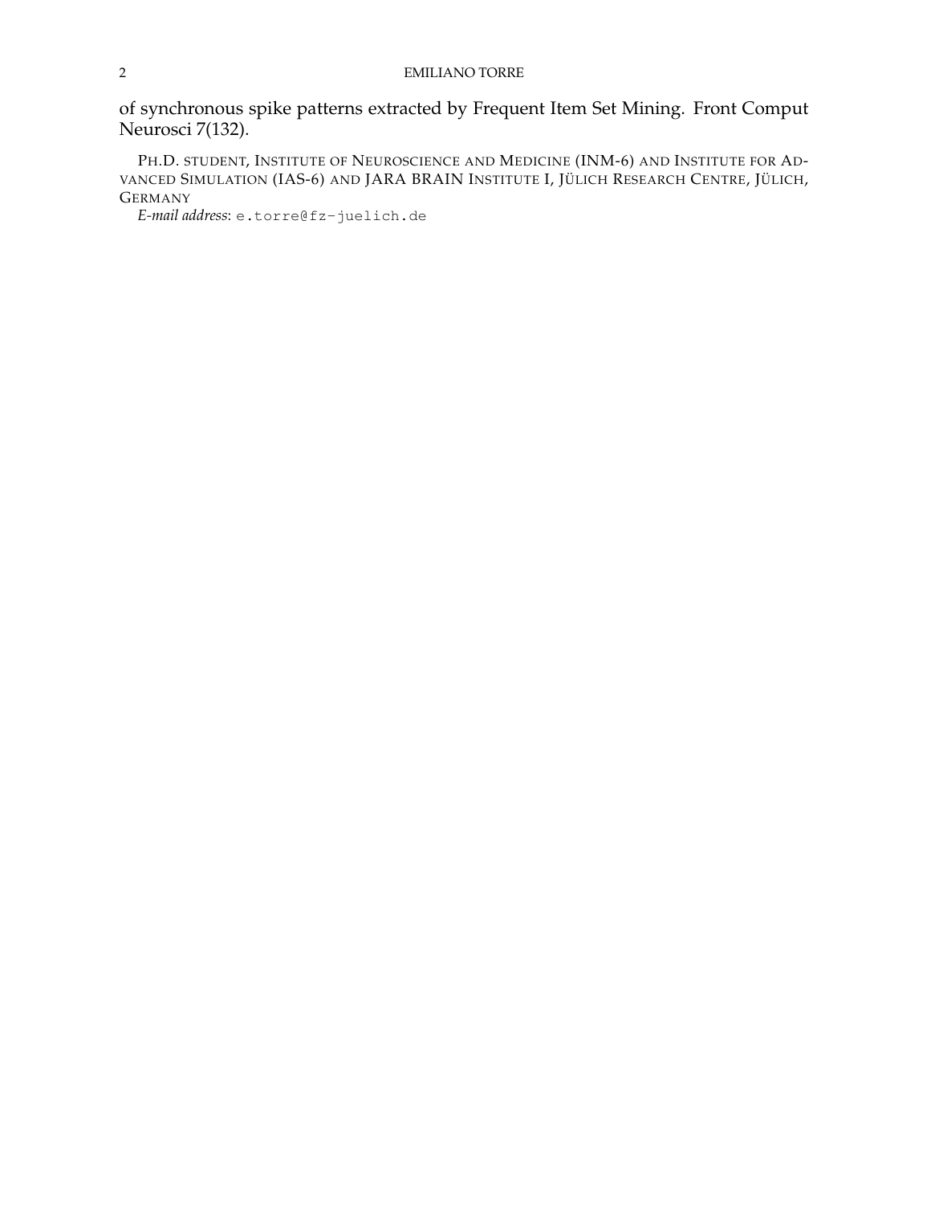of synchronous spike patterns extracted by Frequent Item Set Mining. Front Comput Neurosci 7(132).

PH.D. STUDENT, INSTITUTE OF NEUROSCIENCE AND MEDICINE (INM-6) AND INSTITUTE FOR ADVANCED SIMULATION (IAS-6) AND JARA BRAIN INSTITUTE I, JÜLICH RESEARCH CENTRE, JÜLICH, GERMANY

*E-mail address*: `e.torre@fz-juelich.de`